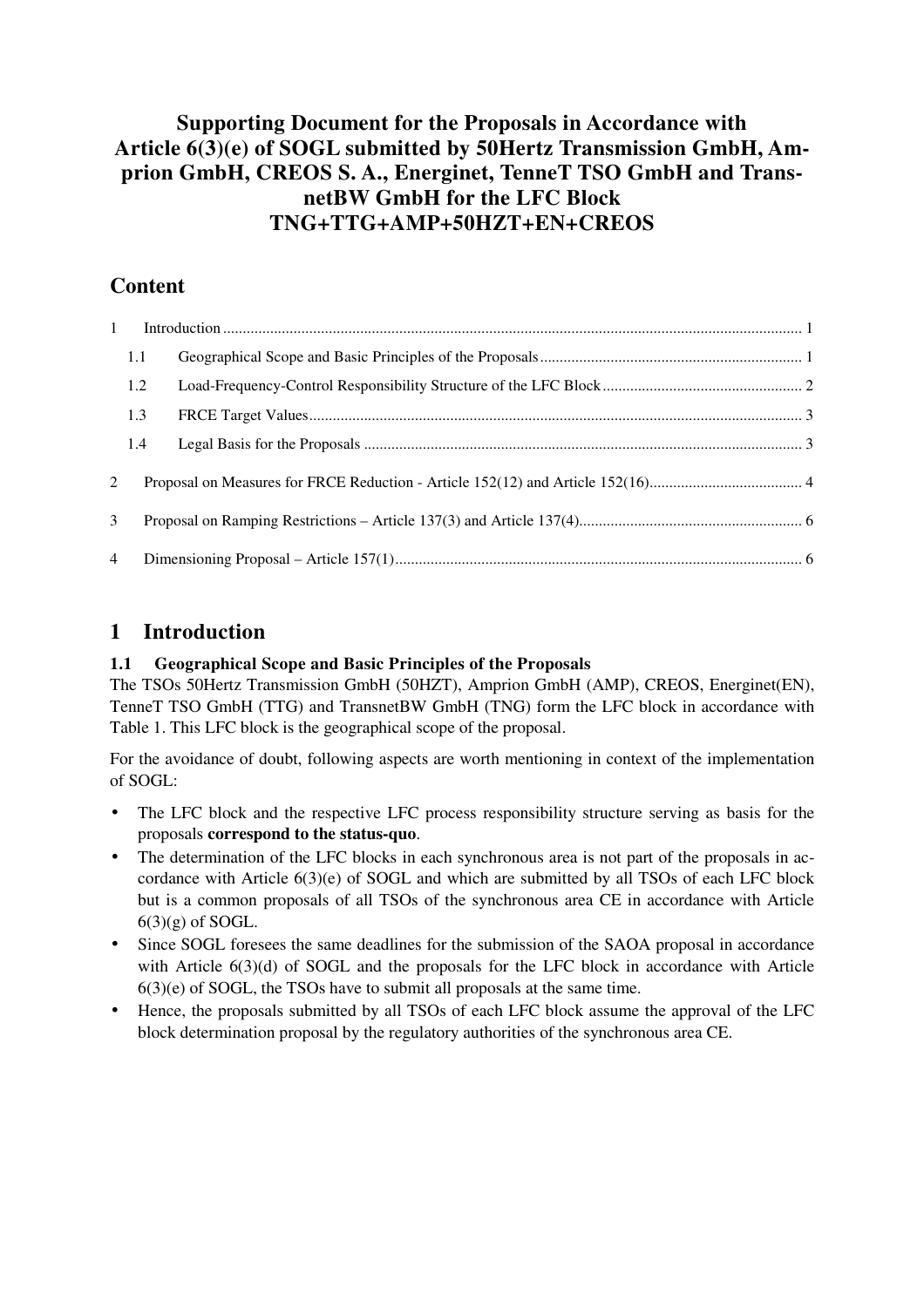# Supporting Document for the Proposals in Accordance with Article 6(3)(e) of SOGL submitted by 50Hertz Transmission GmbH, Amprion GmbH, CREOS S. A., Energinet, TenneT TSO GmbH and TransnetBW GmbH for the LFC Block TNG+TTG+AMP+50HZT+EN+CREOS

## Content

- 1 Introduction ..... 1
  - 1.1 Geographical Scope and Basic Principles of the Proposals ..... 1
  - 1.2 Load-Frequency-Control Responsibility Structure of the LFC Block ..... 2
  - 1.3 FRCE Target Values ..... 3
  - 1.4 Legal Basis for the Proposals ..... 3
- 2 Proposal on Measures for FRCE Reduction - Article 152(12) and Article 152(16) ..... 4
- 3 Proposal on Ramping Restrictions – Article 137(3) and Article 137(4) ..... 6
- 4 Dimensioning Proposal – Article 157(1) ..... 6

## 1 Introduction

### 1.1 Geographical Scope and Basic Principles of the Proposals

The TSOs 50Hertz Transmission GmbH (50HZT), Amprion GmbH (AMP), CREOS, Energinet(EN), TenneT TSO GmbH (TTG) and TransnetBW GmbH (TNG) form the LFC block in accordance with Table 1. This LFC block is the geographical scope of the proposal.

For the avoidance of doubt, following aspects are worth mentioning in context of the implementation of SOGL:

- The LFC block and the respective LFC process responsibility structure serving as basis for the proposals **correspond to the status-quo**.
- The determination of the LFC blocks in each synchronous area is not part of the proposals in accordance with Article 6(3)(e) of SOGL and which are submitted by all TSOs of each LFC block but is a common proposals of all TSOs of the synchronous area CE in accordance with Article 6(3)(g) of SOGL.
- Since SOGL foresees the same deadlines for the submission of the SAOA proposal in accordance with Article 6(3)(d) of SOGL and the proposals for the LFC block in accordance with Article 6(3)(e) of SOGL, the TSOs have to submit all proposals at the same time.
- Hence, the proposals submitted by all TSOs of each LFC block assume the approval of the LFC block determination proposal by the regulatory authorities of the synchronous area CE.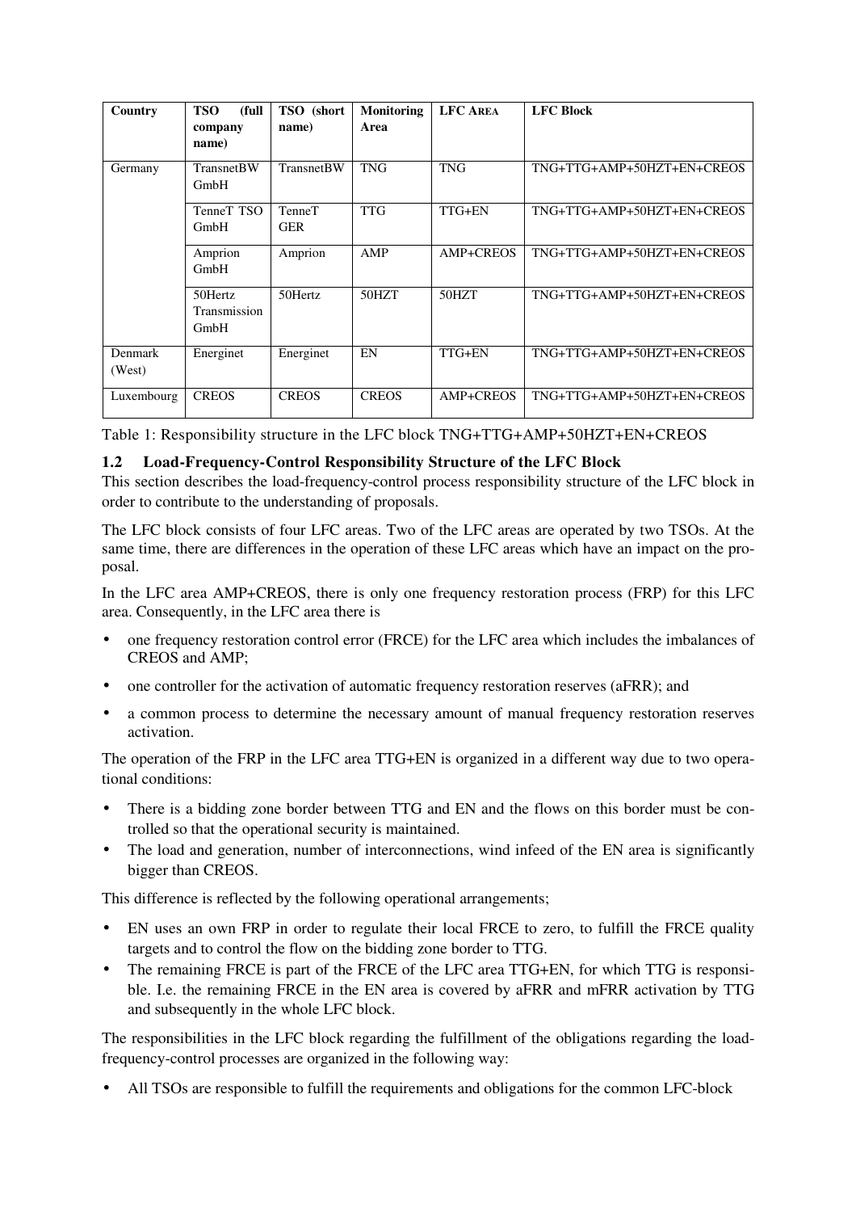| Country | TSO (full company name) | TSO (short name) | Monitoring Area | LFC AREA | LFC Block |
|---|---|---|---|---|---|
| Germany | TransnetBW GmbH | TransnetBW | TNG | TNG | TNG+TTG+AMP+50HZT+EN+CREOS |
| | TenneT TSO GmbH | TenneT GER | TTG | TTG+EN | TNG+TTG+AMP+50HZT+EN+CREOS |
| | Amprion GmbH | Amprion | AMP | AMP+CREOS | TNG+TTG+AMP+50HZT+EN+CREOS |
| | 50Hertz Transmission GmbH | 50Hertz | 50HZT | 50HZT | TNG+TTG+AMP+50HZT+EN+CREOS |
| Denmark (West) | Energinet | Energinet | EN | TTG+EN | TNG+TTG+AMP+50HZT+EN+CREOS |
| Luxembourg | CREOS | CREOS | CREOS | AMP+CREOS | TNG+TTG+AMP+50HZT+EN+CREOS |

Table 1: Responsibility structure in the LFC block TNG+TTG+AMP+50HZT+EN+CREOS

### 1.2 Load-Frequency-Control Responsibility Structure of the LFC Block

This section describes the load-frequency-control process responsibility structure of the LFC block in order to contribute to the understanding of proposals.

The LFC block consists of four LFC areas. Two of the LFC areas are operated by two TSOs. At the same time, there are differences in the operation of these LFC areas which have an impact on the proposal.

In the LFC area AMP+CREOS, there is only one frequency restoration process (FRP) for this LFC area. Consequently, in the LFC area there is

- one frequency restoration control error (FRCE) for the LFC area which includes the imbalances of CREOS and AMP;
- one controller for the activation of automatic frequency restoration reserves (aFRR); and
- a common process to determine the necessary amount of manual frequency restoration reserves activation.

The operation of the FRP in the LFC area TTG+EN is organized in a different way due to two operational conditions:

- There is a bidding zone border between TTG and EN and the flows on this border must be controlled so that the operational security is maintained.
- The load and generation, number of interconnections, wind infeed of the EN area is significantly bigger than CREOS.

This difference is reflected by the following operational arrangements;

- EN uses an own FRP in order to regulate their local FRCE to zero, to fulfill the FRCE quality targets and to control the flow on the bidding zone border to TTG.
- The remaining FRCE is part of the FRCE of the LFC area TTG+EN, for which TTG is responsible. I.e. the remaining FRCE in the EN area is covered by aFRR and mFRR activation by TTG and subsequently in the whole LFC block.

The responsibilities in the LFC block regarding the fulfillment of the obligations regarding the load-frequency-control processes are organized in the following way:

- All TSOs are responsible to fulfill the requirements and obligations for the common LFC-block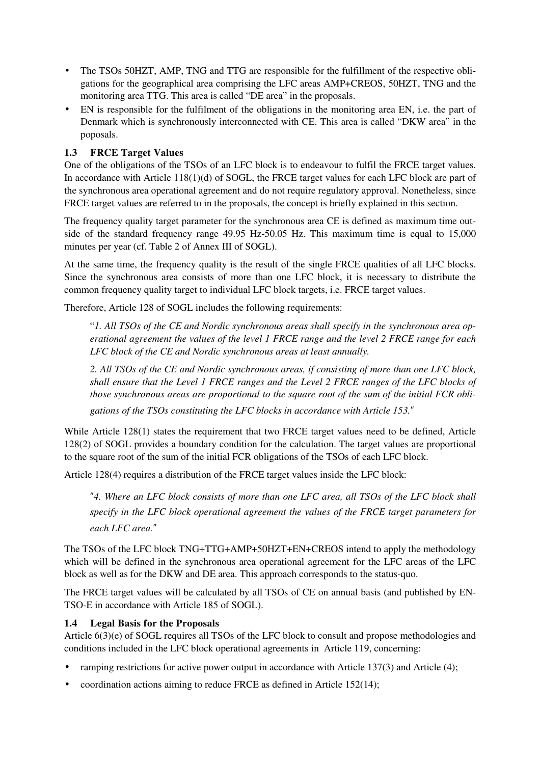- The TSOs 50HZT, AMP, TNG and TTG are responsible for the fulfillment of the respective obligations for the geographical area comprising the LFC areas AMP+CREOS, 50HZT, TNG and the monitoring area TTG. This area is called "DE area" in the proposals.
- EN is responsible for the fulfilment of the obligations in the monitoring area EN, i.e. the part of Denmark which is synchronously interconnected with CE. This area is called "DKW area" in the poposals.

### 1.3 FRCE Target Values

One of the obligations of the TSOs of an LFC block is to endeavour to fulfil the FRCE target values. In accordance with Article 118(1)(d) of SOGL, the FRCE target values for each LFC block are part of the synchronous area operational agreement and do not require regulatory approval. Nonetheless, since FRCE target values are referred to in the proposals, the concept is briefly explained in this section.

The frequency quality target parameter for the synchronous area CE is defined as maximum time outside of the standard frequency range 49.95 Hz-50.05 Hz. This maximum time is equal to 15,000 minutes per year (cf. Table 2 of Annex III of SOGL).

At the same time, the frequency quality is the result of the single FRCE qualities of all LFC blocks. Since the synchronous area consists of more than one LFC block, it is necessary to distribute the common frequency quality target to individual LFC block targets, i.e. FRCE target values.

Therefore, Article 128 of SOGL includes the following requirements:

> "*1. All TSOs of the CE and Nordic synchronous areas shall specify in the synchronous area operational agreement the values of the level 1 FRCE range and the level 2 FRCE range for each LFC block of the CE and Nordic synchronous areas at least annually.*
>
> *2. All TSOs of the CE and Nordic synchronous areas, if consisting of more than one LFC block, shall ensure that the Level 1 FRCE ranges and the Level 2 FRCE ranges of the LFC blocks of those synchronous areas are proportional to the square root of the sum of the initial FCR obligations of the TSOs constituting the LFC blocks in accordance with Article 153."*

While Article 128(1) states the requirement that two FRCE target values need to be defined, Article 128(2) of SOGL provides a boundary condition for the calculation. The target values are proportional to the square root of the sum of the initial FCR obligations of the TSOs of each LFC block.

Article 128(4) requires a distribution of the FRCE target values inside the LFC block:

> "*4. Where an LFC block consists of more than one LFC area, all TSOs of the LFC block shall specify in the LFC block operational agreement the values of the FRCE target parameters for each LFC area."*

The TSOs of the LFC block TNG+TTG+AMP+50HZT+EN+CREOS intend to apply the methodology which will be defined in the synchronous area operational agreement for the LFC areas of the LFC block as well as for the DKW and DE area. This approach corresponds to the status-quo.

The FRCE target values will be calculated by all TSOs of CE on annual basis (and published by ENTSO-E in accordance with Article 185 of SOGL).

### 1.4 Legal Basis for the Proposals

Article 6(3)(e) of SOGL requires all TSOs of the LFC block to consult and propose methodologies and conditions included in the LFC block operational agreements in Article 119, concerning:

- ramping restrictions for active power output in accordance with Article 137(3) and Article (4);
- coordination actions aiming to reduce FRCE as defined in Article 152(14);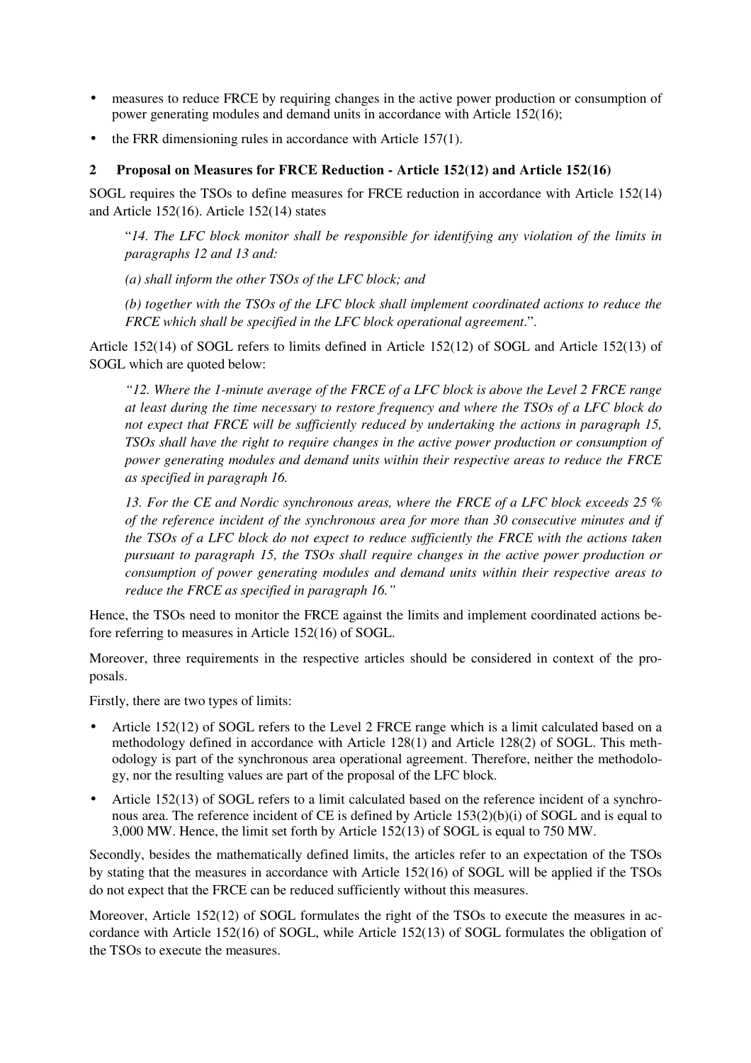- measures to reduce FRCE by requiring changes in the active power production or consumption of power generating modules and demand units in accordance with Article 152(16);
- the FRR dimensioning rules in accordance with Article 157(1).

## 2 Proposal on Measures for FRCE Reduction - Article 152(12) and Article 152(16)

SOGL requires the TSOs to define measures for FRCE reduction in accordance with Article 152(14) and Article 152(16). Article 152(14) states

> "*14. The LFC block monitor shall be responsible for identifying any violation of the limits in paragraphs 12 and 13 and:*
>
> *(a) shall inform the other TSOs of the LFC block; and*
>
> *(b) together with the TSOs of the LFC block shall implement coordinated actions to reduce the FRCE which shall be specified in the LFC block operational agreement*.".

Article 152(14) of SOGL refers to limits defined in Article 152(12) of SOGL and Article 152(13) of SOGL which are quoted below:

> *"12. Where the 1-minute average of the FRCE of a LFC block is above the Level 2 FRCE range at least during the time necessary to restore frequency and where the TSOs of a LFC block do not expect that FRCE will be sufficiently reduced by undertaking the actions in paragraph 15, TSOs shall have the right to require changes in the active power production or consumption of power generating modules and demand units within their respective areas to reduce the FRCE as specified in paragraph 16.*
>
> *13. For the CE and Nordic synchronous areas, where the FRCE of a LFC block exceeds 25 % of the reference incident of the synchronous area for more than 30 consecutive minutes and if the TSOs of a LFC block do not expect to reduce sufficiently the FRCE with the actions taken pursuant to paragraph 15, the TSOs shall require changes in the active power production or consumption of power generating modules and demand units within their respective areas to reduce the FRCE as specified in paragraph 16."*

Hence, the TSOs need to monitor the FRCE against the limits and implement coordinated actions before referring to measures in Article 152(16) of SOGL.

Moreover, three requirements in the respective articles should be considered in context of the proposals.

Firstly, there are two types of limits:

- Article 152(12) of SOGL refers to the Level 2 FRCE range which is a limit calculated based on a methodology defined in accordance with Article 128(1) and Article 128(2) of SOGL. This methodology is part of the synchronous area operational agreement. Therefore, neither the methodology, nor the resulting values are part of the proposal of the LFC block.
- Article 152(13) of SOGL refers to a limit calculated based on the reference incident of a synchronous area. The reference incident of CE is defined by Article 153(2)(b)(i) of SOGL and is equal to 3,000 MW. Hence, the limit set forth by Article 152(13) of SOGL is equal to 750 MW.

Secondly, besides the mathematically defined limits, the articles refer to an expectation of the TSOs by stating that the measures in accordance with Article 152(16) of SOGL will be applied if the TSOs do not expect that the FRCE can be reduced sufficiently without this measures.

Moreover, Article 152(12) of SOGL formulates the right of the TSOs to execute the measures in accordance with Article 152(16) of SOGL, while Article 152(13) of SOGL formulates the obligation of the TSOs to execute the measures.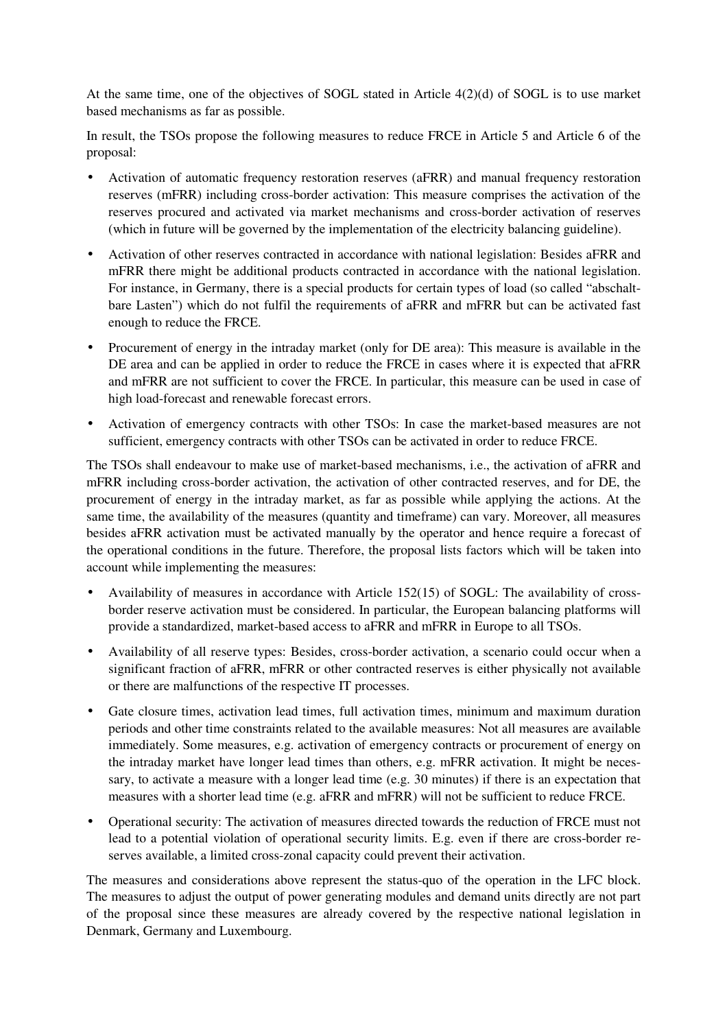At the same time, one of the objectives of SOGL stated in Article 4(2)(d) of SOGL is to use market based mechanisms as far as possible.

In result, the TSOs propose the following measures to reduce FRCE in Article 5 and Article 6 of the proposal:

- Activation of automatic frequency restoration reserves (aFRR) and manual frequency restoration reserves (mFRR) including cross-border activation: This measure comprises the activation of the reserves procured and activated via market mechanisms and cross-border activation of reserves (which in future will be governed by the implementation of the electricity balancing guideline).
- Activation of other reserves contracted in accordance with national legislation: Besides aFRR and mFRR there might be additional products contracted in accordance with the national legislation. For instance, in Germany, there is a special products for certain types of load (so called "abschaltbare Lasten") which do not fulfil the requirements of aFRR and mFRR but can be activated fast enough to reduce the FRCE.
- Procurement of energy in the intraday market (only for DE area): This measure is available in the DE area and can be applied in order to reduce the FRCE in cases where it is expected that aFRR and mFRR are not sufficient to cover the FRCE. In particular, this measure can be used in case of high load-forecast and renewable forecast errors.
- Activation of emergency contracts with other TSOs: In case the market-based measures are not sufficient, emergency contracts with other TSOs can be activated in order to reduce FRCE.

The TSOs shall endeavour to make use of market-based mechanisms, i.e., the activation of aFRR and mFRR including cross-border activation, the activation of other contracted reserves, and for DE, the procurement of energy in the intraday market, as far as possible while applying the actions. At the same time, the availability of the measures (quantity and timeframe) can vary. Moreover, all measures besides aFRR activation must be activated manually by the operator and hence require a forecast of the operational conditions in the future. Therefore, the proposal lists factors which will be taken into account while implementing the measures:

- Availability of measures in accordance with Article 152(15) of SOGL: The availability of cross-border reserve activation must be considered. In particular, the European balancing platforms will provide a standardized, market-based access to aFRR and mFRR in Europe to all TSOs.
- Availability of all reserve types: Besides, cross-border activation, a scenario could occur when a significant fraction of aFRR, mFRR or other contracted reserves is either physically not available or there are malfunctions of the respective IT processes.
- Gate closure times, activation lead times, full activation times, minimum and maximum duration periods and other time constraints related to the available measures: Not all measures are available immediately. Some measures, e.g. activation of emergency contracts or procurement of energy on the intraday market have longer lead times than others, e.g. mFRR activation. It might be necessary, to activate a measure with a longer lead time (e.g. 30 minutes) if there is an expectation that measures with a shorter lead time (e.g. aFRR and mFRR) will not be sufficient to reduce FRCE.
- Operational security: The activation of measures directed towards the reduction of FRCE must not lead to a potential violation of operational security limits. E.g. even if there are cross-border reserves available, a limited cross-zonal capacity could prevent their activation.

The measures and considerations above represent the status-quo of the operation in the LFC block. The measures to adjust the output of power generating modules and demand units directly are not part of the proposal since these measures are already covered by the respective national legislation in Denmark, Germany and Luxembourg.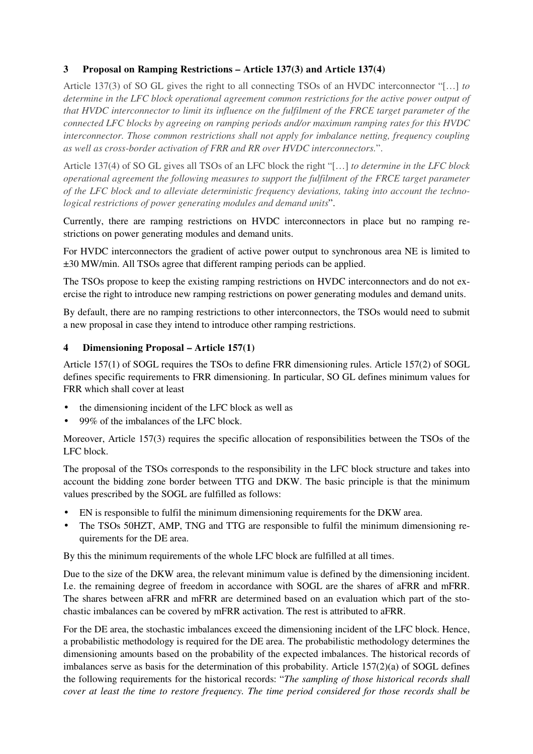## 3 Proposal on Ramping Restrictions – Article 137(3) and Article 137(4)

Article 137(3) of SO GL gives the right to all connecting TSOs of an HVDC interconnector "[…] *to determine in the LFC block operational agreement common restrictions for the active power output of that HVDC interconnector to limit its influence on the fulfilment of the FRCE target parameter of the connected LFC blocks by agreeing on ramping periods and/or maximum ramping rates for this HVDC interconnector. Those common restrictions shall not apply for imbalance netting, frequency coupling as well as cross-border activation of FRR and RR over HVDC interconnectors.*".

Article 137(4) of SO GL gives all TSOs of an LFC block the right "[…] *to determine in the LFC block operational agreement the following measures to support the fulfilment of the FRCE target parameter of the LFC block and to alleviate deterministic frequency deviations, taking into account the technological restrictions of power generating modules and demand units*".

Currently, there are ramping restrictions on HVDC interconnectors in place but no ramping restrictions on power generating modules and demand units.

For HVDC interconnectors the gradient of active power output to synchronous area NE is limited to ±30 MW/min. All TSOs agree that different ramping periods can be applied.

The TSOs propose to keep the existing ramping restrictions on HVDC interconnectors and do not exercise the right to introduce new ramping restrictions on power generating modules and demand units.

By default, there are no ramping restrictions to other interconnectors, the TSOs would need to submit a new proposal in case they intend to introduce other ramping restrictions.

## 4 Dimensioning Proposal – Article 157(1)

Article 157(1) of SOGL requires the TSOs to define FRR dimensioning rules. Article 157(2) of SOGL defines specific requirements to FRR dimensioning. In particular, SO GL defines minimum values for FRR which shall cover at least

- the dimensioning incident of the LFC block as well as
- 99% of the imbalances of the LFC block.

Moreover, Article 157(3) requires the specific allocation of responsibilities between the TSOs of the LFC block.

The proposal of the TSOs corresponds to the responsibility in the LFC block structure and takes into account the bidding zone border between TTG and DKW. The basic principle is that the minimum values prescribed by the SOGL are fulfilled as follows:

- EN is responsible to fulfil the minimum dimensioning requirements for the DKW area.
- The TSOs 50HZT, AMP, TNG and TTG are responsible to fulfil the minimum dimensioning requirements for the DE area.

By this the minimum requirements of the whole LFC block are fulfilled at all times.

Due to the size of the DKW area, the relevant minimum value is defined by the dimensioning incident. I.e. the remaining degree of freedom in accordance with SOGL are the shares of aFRR and mFRR. The shares between aFRR and mFRR are determined based on an evaluation which part of the stochastic imbalances can be covered by mFRR activation. The rest is attributed to aFRR.

For the DE area, the stochastic imbalances exceed the dimensioning incident of the LFC block. Hence, a probabilistic methodology is required for the DE area. The probabilistic methodology determines the dimensioning amounts based on the probability of the expected imbalances. The historical records of imbalances serve as basis for the determination of this probability. Article 157(2)(a) of SOGL defines the following requirements for the historical records: "*The sampling of those historical records shall cover at least the time to restore frequency. The time period considered for those records shall be*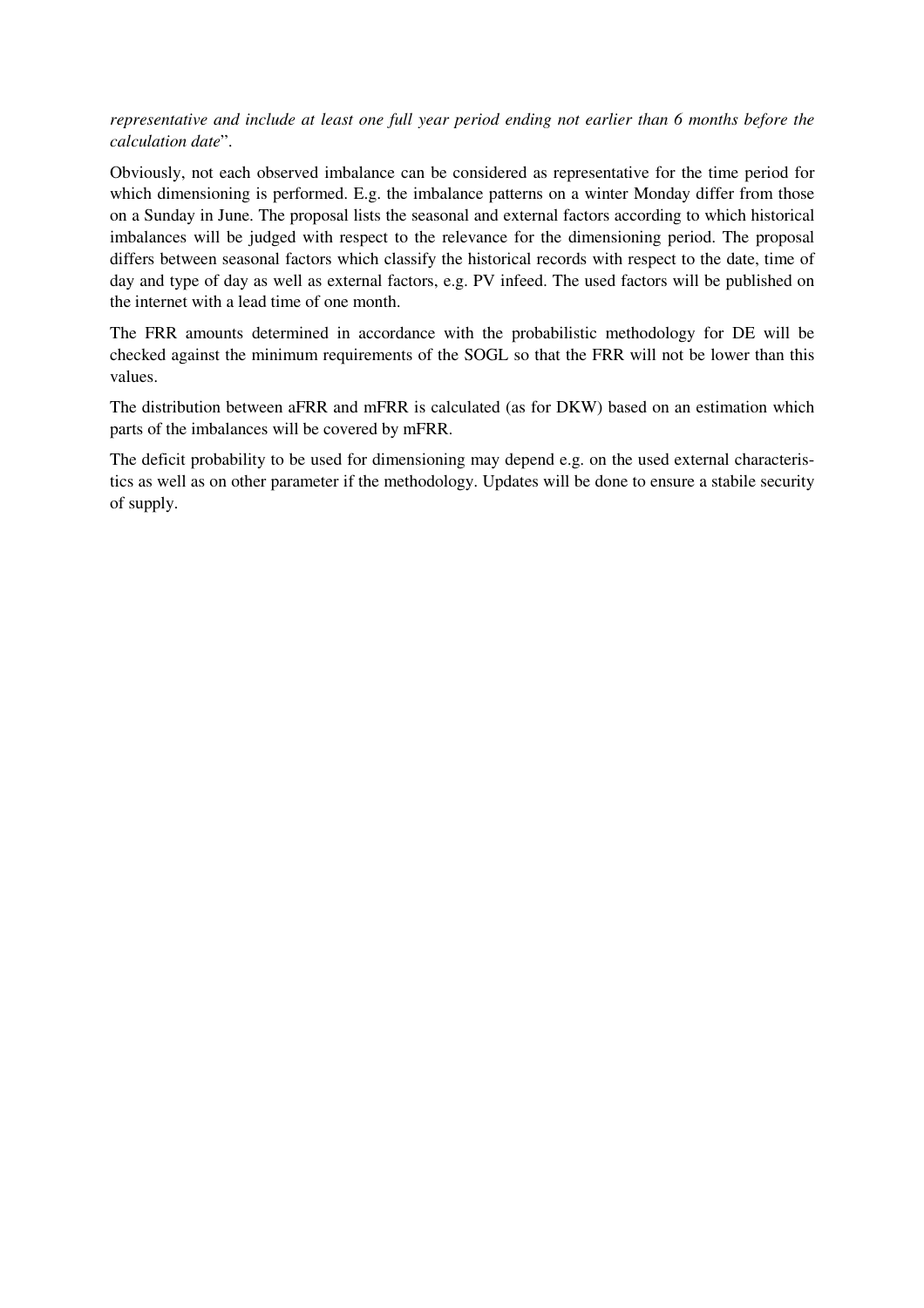*representative and include at least one full year period ending not earlier than 6 months before the calculation date*".

Obviously, not each observed imbalance can be considered as representative for the time period for which dimensioning is performed. E.g. the imbalance patterns on a winter Monday differ from those on a Sunday in June. The proposal lists the seasonal and external factors according to which historical imbalances will be judged with respect to the relevance for the dimensioning period. The proposal differs between seasonal factors which classify the historical records with respect to the date, time of day and type of day as well as external factors, e.g. PV infeed. The used factors will be published on the internet with a lead time of one month.

The FRR amounts determined in accordance with the probabilistic methodology for DE will be checked against the minimum requirements of the SOGL so that the FRR will not be lower than this values.

The distribution between aFRR and mFRR is calculated (as for DKW) based on an estimation which parts of the imbalances will be covered by mFRR.

The deficit probability to be used for dimensioning may depend e.g. on the used external characteristics as well as on other parameter if the methodology. Updates will be done to ensure a stabile security of supply.